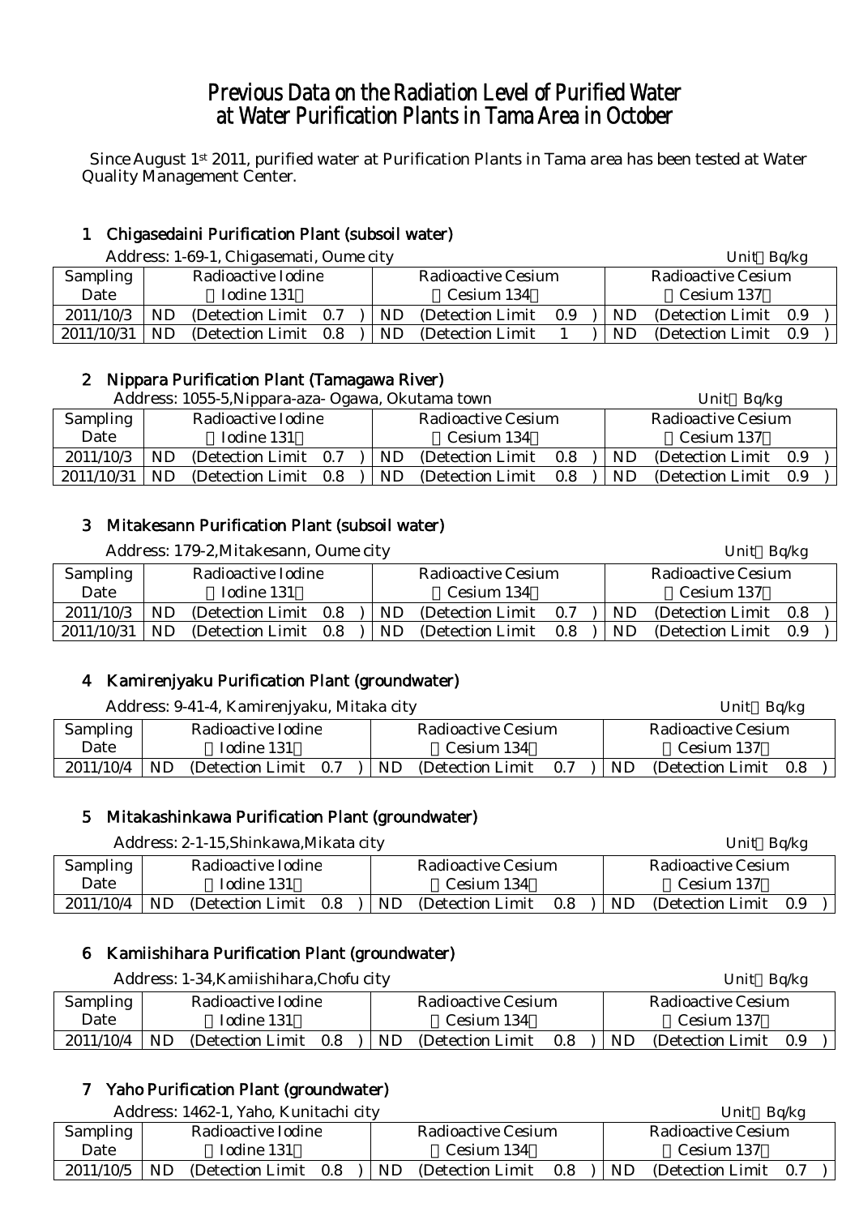# Previous Data on the Radiation Level of Purified Water at Water Purification Plants in Tama Area in October

Since August 1st 2011, purified water at Purification Plants in Tama area has been tested at Water Quality Management Center.

## 1 Chigasedaini Purification Plant (subsoil water)

Address: 1-69-1, Chigasemati, Oume city Unit：Bq/kg

| Sampling Date | Radioactive Iodine (Iodine 131) | Radioactive Cesium (Cesium 134) | Radioactive Cesium (Cesium 137) |
|---|---|---|---|
| 2011/10/3 | ND (Detection Limit 0.7) | ND (Detection Limit 0.9) | ND (Detection Limit 0.9) |
| 2011/10/31 | ND (Detection Limit 0.8) | ND (Detection Limit 1) | ND (Detection Limit 0.9) |

## 2 Nippara Purification Plant (Tamagawa River)

Address: 1055-5,Nippara-aza- Ogawa, Okutama town Unit：Bq/kg

| Sampling Date | Radioactive Iodine (Iodine 131) | Radioactive Cesium (Cesium 134) | Radioactive Cesium (Cesium 137) |
|---|---|---|---|
| 2011/10/3 | ND (Detection Limit 0.7) | ND (Detection Limit 0.8) | ND (Detection Limit 0.9) |
| 2011/10/31 | ND (Detection Limit 0.8) | ND (Detection Limit 0.8) | ND (Detection Limit 0.9) |

## 3 Mitakesann Purification Plant (subsoil water)

Address: 179-2,Mitakesann, Oume city Unit：Bq/kg

| Sampling Date | Radioactive Iodine (Iodine 131) | Radioactive Cesium (Cesium 134) | Radioactive Cesium (Cesium 137) |
|---|---|---|---|
| 2011/10/3 | ND (Detection Limit 0.8) | ND (Detection Limit 0.7) | ND (Detection Limit 0.8) |
| 2011/10/31 | ND (Detection Limit 0.8) | ND (Detection Limit 0.8) | ND (Detection Limit 0.9) |

## 4 Kamirenjyaku Purification Plant (groundwater)

Address: 9-41-4, Kamirenjyaku, Mitaka city Unit：Bq/kg

| Sampling Date | Radioactive Iodine (Iodine 131) | Radioactive Cesium (Cesium 134) | Radioactive Cesium (Cesium 137) |
|---|---|---|---|
| 2011/10/4 | ND (Detection Limit 0.7) | ND (Detection Limit 0.7) | ND (Detection Limit 0.8) |

## 5 Mitakashinkawa Purification Plant (groundwater)

Address: 2-1-15,Shinkawa,Mikata city Unit：Bq/kg

| Sampling Date | Radioactive Iodine (Iodine 131) | Radioactive Cesium (Cesium 134) | Radioactive Cesium (Cesium 137) |
|---|---|---|---|
| 2011/10/4 | ND (Detection Limit 0.8) | ND (Detection Limit 0.8) | ND (Detection Limit 0.9) |

## 6 Kamiishihara Purification Plant (groundwater)

Address: 1-34,Kamiishihara,Chofu city Unit：Bq/kg

| Sampling Date | Radioactive Iodine (Iodine 131) | Radioactive Cesium (Cesium 134) | Radioactive Cesium (Cesium 137) |
|---|---|---|---|
| 2011/10/4 | ND (Detection Limit 0.8) | ND (Detection Limit 0.8) | ND (Detection Limit 0.9) |

## 7 Yaho Purification Plant (groundwater)

Address: 1462-1, Yaho, Kunitachi city Unit：Bq/kg

| Sampling Date | Radioactive Iodine (Iodine 131) | Radioactive Cesium (Cesium 134) | Radioactive Cesium (Cesium 137) |
|---|---|---|---|
| 2011/10/5 | ND (Detection Limit 0.8) | ND (Detection Limit 0.8) | ND (Detection Limit 0.7) |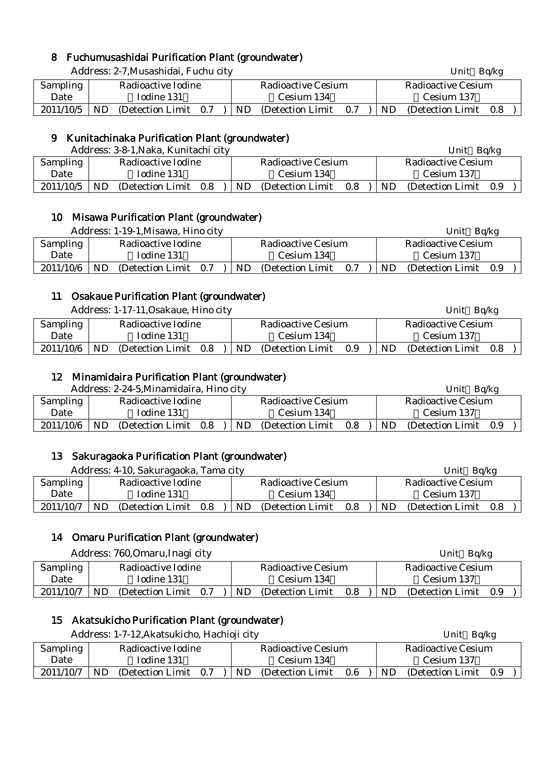## 8 Fuchumusashidai Purification Plant (groundwater)

Address: 2-7,Musashidai, Fuchu city

Unit Bq/kg

| Sampling Date | Radioactive Iodine (Iodine 131) | Radioactive Cesium (Cesium 134) | Radioactive Cesium (Cesium 137) |
|---|---|---|---|
| 2011/10/5 | ND (Detection Limit 0.7 ) | ND (Detection Limit 0.7 ) | ND (Detection Limit 0.8 ) |

## 9 Kunitachinaka Purification Plant (groundwater)

Address: 3-8-1,Naka, Kunitachi city

Unit Bq/kg

| Sampling Date | Radioactive Iodine (Iodine 131) | Radioactive Cesium (Cesium 134) | Radioactive Cesium (Cesium 137) |
|---|---|---|---|
| 2011/10/5 | ND (Detection Limit 0.8 ) | ND (Detection Limit 0.8 ) | ND (Detection Limit 0.9 ) |

## 10 Misawa Purification Plant (groundwater)

Address: 1-19-1,Misawa, Hino city

Unit Bq/kg

| Sampling Date | Radioactive Iodine (Iodine 131) | Radioactive Cesium (Cesium 134) | Radioactive Cesium (Cesium 137) |
|---|---|---|---|
| 2011/10/6 | ND (Detection Limit 0.7 ) | ND (Detection Limit 0.7 ) | ND (Detection Limit 0.9 ) |

## 11 Osakaue Purification Plant (groundwater)

Address: 1-17-11,Osakaue, Hino city

Unit Bq/kg

| Sampling Date | Radioactive Iodine (Iodine 131) | Radioactive Cesium (Cesium 134) | Radioactive Cesium (Cesium 137) |
|---|---|---|---|
| 2011/10/6 | ND (Detection Limit 0.8 ) | ND (Detection Limit 0.9 ) | ND (Detection Limit 0.8 ) |

## 12 Minamidaira Purification Plant (groundwater)

Address: 2-24-5,Minamidaira, Hino city

Unit Bq/kg

| Sampling Date | Radioactive Iodine (Iodine 131) | Radioactive Cesium (Cesium 134) | Radioactive Cesium (Cesium 137) |
|---|---|---|---|
| 2011/10/6 | ND (Detection Limit 0.8 ) | ND (Detection Limit 0.8 ) | ND (Detection Limit 0.9 ) |

## 13 Sakuragaoka Purification Plant (groundwater)

Address: 4-10, Sakuragaoka, Tama city

Unit Bq/kg

| Sampling Date | Radioactive Iodine (Iodine 131) | Radioactive Cesium (Cesium 134) | Radioactive Cesium (Cesium 137) |
|---|---|---|---|
| 2011/10/7 | ND (Detection Limit 0.8 ) | ND (Detection Limit 0.8 ) | ND (Detection Limit 0.8 ) |

## 14 Omaru Purification Plant (groundwater)

Address: 760,Omaru,Inagi city

Unit Bq/kg

| Sampling Date | Radioactive Iodine (Iodine 131) | Radioactive Cesium (Cesium 134) | Radioactive Cesium (Cesium 137) |
|---|---|---|---|
| 2011/10/7 | ND (Detection Limit 0.7 ) | ND (Detection Limit 0.8 ) | ND (Detection Limit 0.9 ) |

## 15 Akatsukicho Purification Plant (groundwater)

Address: 1-7-12,Akatsukicho, Hachioji city

Unit Bq/kg

| Sampling Date | Radioactive Iodine (Iodine 131) | Radioactive Cesium (Cesium 134) | Radioactive Cesium (Cesium 137) |
|---|---|---|---|
| 2011/10/7 | ND (Detection Limit 0.7 ) | ND (Detection Limit 0.6 ) | ND (Detection Limit 0.9 ) |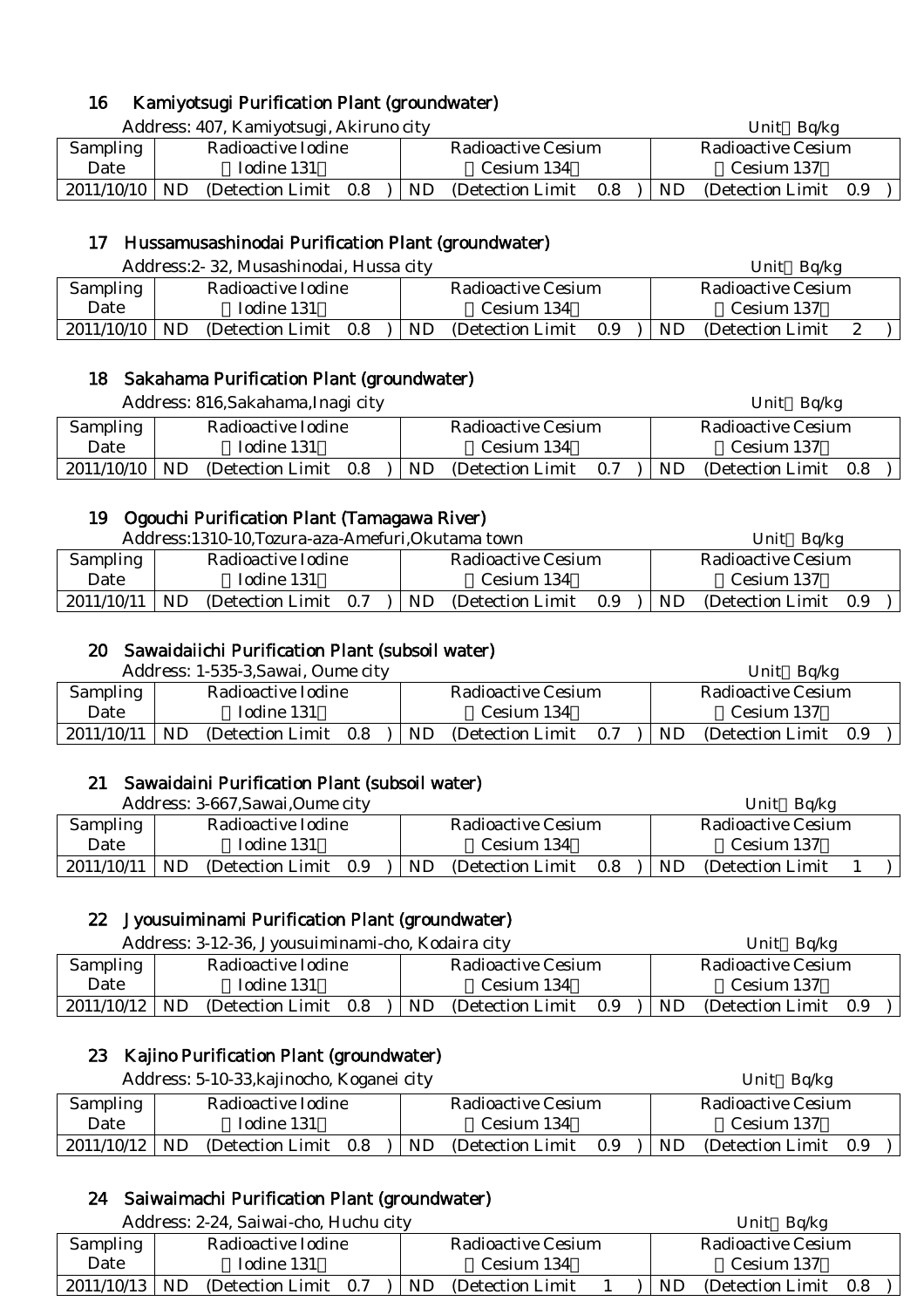## 16 Kamiyotsugi Purification Plant (groundwater)

Address: 407, Kamiyotsugi, Akiruno city　　Unit：Bq/kg

| Sampling Date | Radioactive Iodine （Iodine 131） | Radioactive Cesium （Cesium 134） | Radioactive Cesium （Cesium 137） |
|---|---|---|---|
| 2011/10/10 | ND (Detection Limit 0.8 ) | ND (Detection Limit 0.8 ) | ND (Detection Limit 0.9 ) |

## 17 Hussamusashinodai Purification Plant (groundwater)

Address:2- 32, Musashinodai, Hussa city　　Unit：Bq/kg

| Sampling Date | Radioactive Iodine （Iodine 131） | Radioactive Cesium （Cesium 134） | Radioactive Cesium （Cesium 137） |
|---|---|---|---|
| 2011/10/10 | ND (Detection Limit 0.8 ) | ND (Detection Limit 0.9 ) | ND (Detection Limit 2 ) |

## 18 Sakahama Purification Plant (groundwater)

Address: 816,Sakahama,Inagi city　　Unit：Bq/kg

| Sampling Date | Radioactive Iodine （Iodine 131） | Radioactive Cesium （Cesium 134） | Radioactive Cesium （Cesium 137） |
|---|---|---|---|
| 2011/10/10 | ND (Detection Limit 0.8 ) | ND (Detection Limit 0.7 ) | ND (Detection Limit 0.8 ) |

## 19 Ogouchi Purification Plant (Tamagawa River)

Address:1310-10,Tozura-aza-Amefuri,Okutama town　　Unit：Bq/kg

| Sampling Date | Radioactive Iodine （Iodine 131） | Radioactive Cesium （Cesium 134） | Radioactive Cesium （Cesium 137） |
|---|---|---|---|
| 2011/10/11 | ND (Detection Limit 0.7 ) | ND (Detection Limit 0.9 ) | ND (Detection Limit 0.9 ) |

## 20 Sawaidaiichi Purification Plant (subsoil water)

Address: 1-535-3,Sawai, Oume city　　Unit：Bq/kg

| Sampling Date | Radioactive Iodine （Iodine 131） | Radioactive Cesium （Cesium 134） | Radioactive Cesium （Cesium 137） |
|---|---|---|---|
| 2011/10/11 | ND (Detection Limit 0.8 ) | ND (Detection Limit 0.7 ) | ND (Detection Limit 0.9 ) |

## 21 Sawaidaini Purification Plant (subsoil water)

Address: 3-667,Sawai,Oume city　　Unit：Bq/kg

| Sampling Date | Radioactive Iodine （Iodine 131） | Radioactive Cesium （Cesium 134） | Radioactive Cesium （Cesium 137） |
|---|---|---|---|
| 2011/10/11 | ND (Detection Limit 0.9 ) | ND (Detection Limit 0.8 ) | ND (Detection Limit 1 ) |

## 22 Jyousuiminami Purification Plant (groundwater)

Address: 3-12-36, Jyousuiminami-cho, Kodaira city　　Unit：Bq/kg

| Sampling Date | Radioactive Iodine （Iodine 131） | Radioactive Cesium （Cesium 134） | Radioactive Cesium （Cesium 137） |
|---|---|---|---|
| 2011/10/12 | ND (Detection Limit 0.8 ) | ND (Detection Limit 0.9 ) | ND (Detection Limit 0.9 ) |

## 23 Kajino Purification Plant (groundwater)

Address: 5-10-33,kajinocho, Koganei city　　Unit：Bq/kg

| Sampling Date | Radioactive Iodine （Iodine 131） | Radioactive Cesium （Cesium 134） | Radioactive Cesium （Cesium 137） |
|---|---|---|---|
| 2011/10/12 | ND (Detection Limit 0.8 ) | ND (Detection Limit 0.9 ) | ND (Detection Limit 0.9 ) |

## 24 Saiwaimachi Purification Plant (groundwater)

Address: 2-24, Saiwai-cho, Huchu city　　Unit：Bq/kg

| Sampling Date | Radioactive Iodine （Iodine 131） | Radioactive Cesium （Cesium 134） | Radioactive Cesium （Cesium 137） |
|---|---|---|---|
| 2011/10/13 | ND (Detection Limit 0.7 ) | ND (Detection Limit 1 ) | ND (Detection Limit 0.8 ) |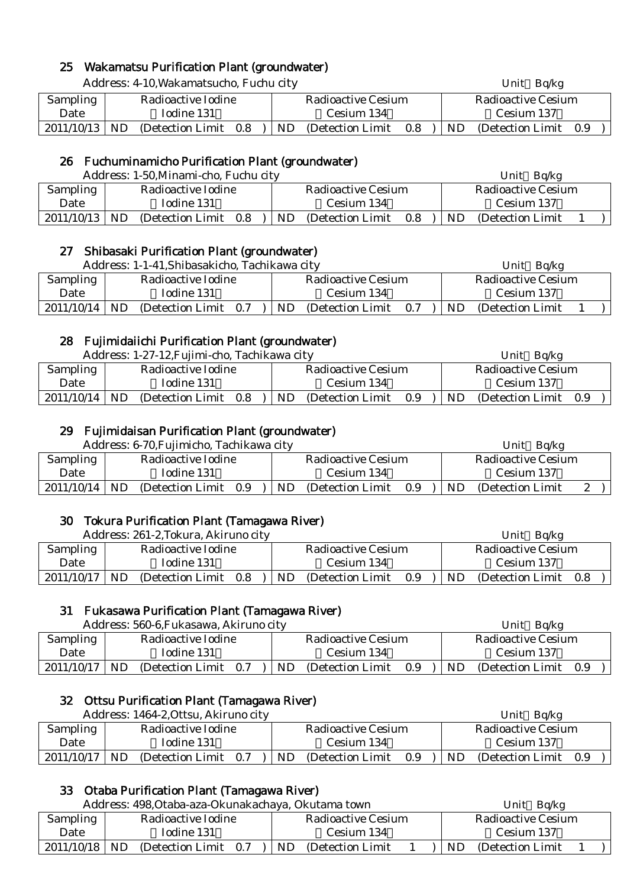## 25 Wakamatsu Purification Plant (groundwater)

Address: 4-10,Wakamatsucho, Fuchu city — Unit Bq/kg

| Sampling Date | Radioactive Iodine (Iodine 131) | Radioactive Cesium (Cesium 134) | Radioactive Cesium (Cesium 137) |
|---|---|---|---|
| 2011/10/13 | ND (Detection Limit 0.8 ) | ND (Detection Limit 0.8 ) | ND (Detection Limit 0.9 ) |

## 26 Fuchuminamicho Purification Plant (groundwater)

Address: 1-50,Minami-cho, Fuchu city — Unit Bq/kg

| Sampling Date | Radioactive Iodine (Iodine 131) | Radioactive Cesium (Cesium 134) | Radioactive Cesium (Cesium 137) |
|---|---|---|---|
| 2011/10/13 | ND (Detection Limit 0.8 ) | ND (Detection Limit 0.8 ) | ND (Detection Limit 1 ) |

## 27 Shibasaki Purification Plant (groundwater)

Address: 1-1-41,Shibasakicho, Tachikawa city — Unit Bq/kg

| Sampling Date | Radioactive Iodine (Iodine 131) | Radioactive Cesium (Cesium 134) | Radioactive Cesium (Cesium 137) |
|---|---|---|---|
| 2011/10/14 | ND (Detection Limit 0.7 ) | ND (Detection Limit 0.7 ) | ND (Detection Limit 1 ) |

## 28 Fujimidaiichi Purification Plant (groundwater)

Address: 1-27-12,Fujimi-cho, Tachikawa city — Unit Bq/kg

| Sampling Date | Radioactive Iodine (Iodine 131) | Radioactive Cesium (Cesium 134) | Radioactive Cesium (Cesium 137) |
|---|---|---|---|
| 2011/10/14 | ND (Detection Limit 0.8 ) | ND (Detection Limit 0.9 ) | ND (Detection Limit 0.9 ) |

## 29 Fujimidaisan Purification Plant (groundwater)

Address: 6-70,Fujimicho, Tachikawa city — Unit Bq/kg

| Sampling Date | Radioactive Iodine (Iodine 131) | Radioactive Cesium (Cesium 134) | Radioactive Cesium (Cesium 137) |
|---|---|---|---|
| 2011/10/14 | ND (Detection Limit 0.9 ) | ND (Detection Limit 0.9 ) | ND (Detection Limit 2 ) |

## 30 Tokura Purification Plant (Tamagawa River)

Address: 261-2,Tokura, Akiruno city — Unit Bq/kg

| Sampling Date | Radioactive Iodine (Iodine 131) | Radioactive Cesium (Cesium 134) | Radioactive Cesium (Cesium 137) |
|---|---|---|---|
| 2011/10/17 | ND (Detection Limit 0.8 ) | ND (Detection Limit 0.9 ) | ND (Detection Limit 0.8 ) |

## 31 Fukasawa Purification Plant (Tamagawa River)

Address: 560-6,Fukasawa, Akiruno city — Unit Bq/kg

| Sampling Date | Radioactive Iodine (Iodine 131) | Radioactive Cesium (Cesium 134) | Radioactive Cesium (Cesium 137) |
|---|---|---|---|
| 2011/10/17 | ND (Detection Limit 0.7 ) | ND (Detection Limit 0.9 ) | ND (Detection Limit 0.9 ) |

## 32 Ottsu Purification Plant (Tamagawa River)

Address: 1464-2,Ottsu, Akiruno city — Unit Bq/kg

| Sampling Date | Radioactive Iodine (Iodine 131) | Radioactive Cesium (Cesium 134) | Radioactive Cesium (Cesium 137) |
|---|---|---|---|
| 2011/10/17 | ND (Detection Limit 0.7 ) | ND (Detection Limit 0.9 ) | ND (Detection Limit 0.9 ) |

## 33 Otaba Purification Plant (Tamagawa River)

Address: 498,Otaba-aza-Okunakachaya, Okutama town — Unit Bq/kg

| Sampling Date | Radioactive Iodine (Iodine 131) | Radioactive Cesium (Cesium 134) | Radioactive Cesium (Cesium 137) |
|---|---|---|---|
| 2011/10/18 | ND (Detection Limit 0.7 ) | ND (Detection Limit 1 ) | ND (Detection Limit 1 ) |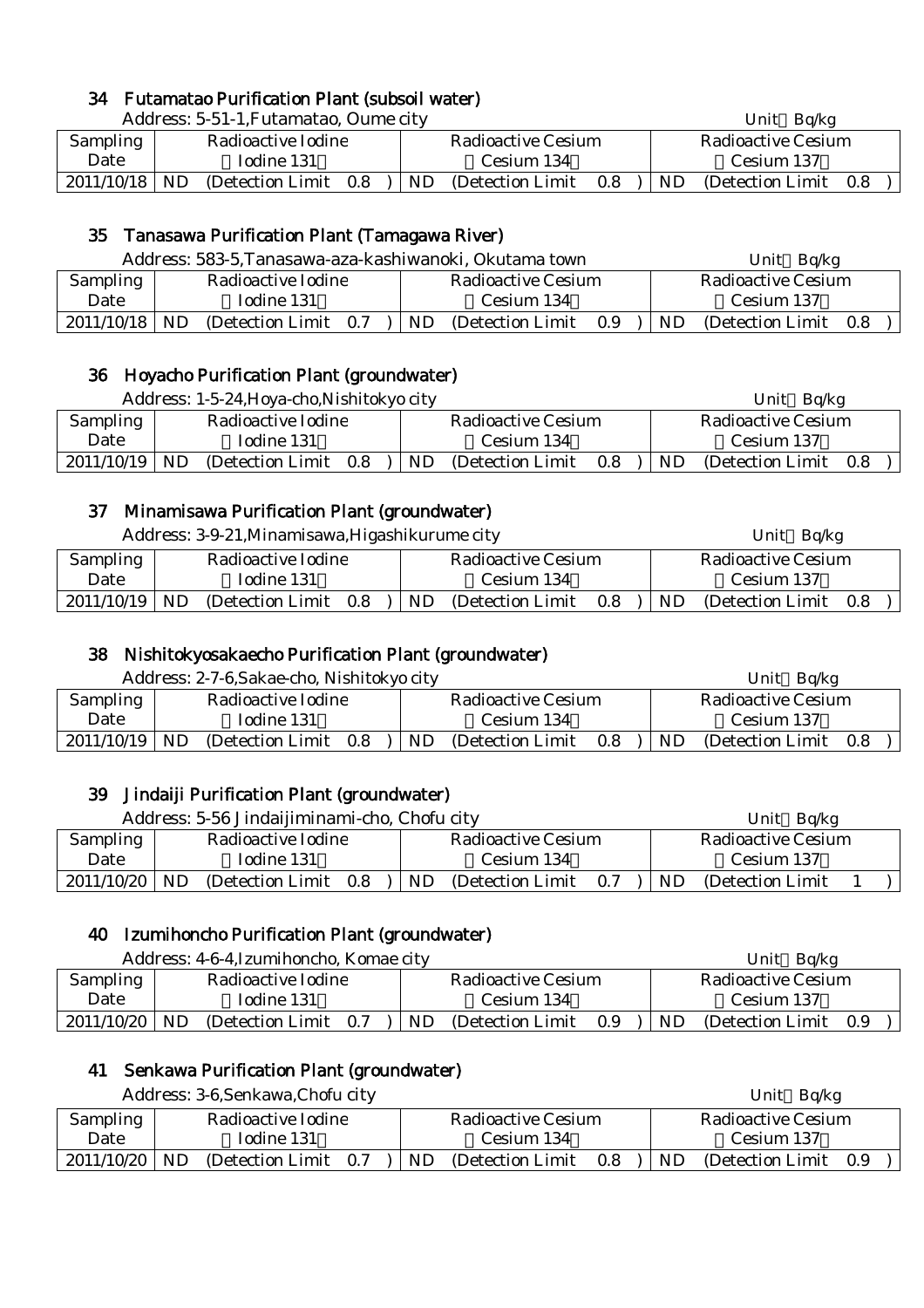## 34 Futamatao Purification Plant (subsoil water)

Address: 5-51-1,Futamatao, Oume city　　　Unit：Bq/kg

| Sampling Date | Radioactive Iodine (Iodine 131) | Radioactive Cesium (Cesium 134) | Radioactive Cesium (Cesium 137) |
|---|---|---|---|
| 2011/10/18 | ND (Detection Limit 0.8) | ND (Detection Limit 0.8) | ND (Detection Limit 0.8) |

## 35 Tanasawa Purification Plant (Tamagawa River)

Address: 583-5,Tanasawa-aza-kashiwanoki, Okutama town　　　Unit：Bq/kg

| Sampling Date | Radioactive Iodine (Iodine 131) | Radioactive Cesium (Cesium 134) | Radioactive Cesium (Cesium 137) |
|---|---|---|---|
| 2011/10/18 | ND (Detection Limit 0.7) | ND (Detection Limit 0.9) | ND (Detection Limit 0.8) |

## 36 Hoyacho Purification Plant (groundwater)

Address: 1-5-24,Hoya-cho,Nishitokyo city　　　Unit：Bq/kg

| Sampling Date | Radioactive Iodine (Iodine 131) | Radioactive Cesium (Cesium 134) | Radioactive Cesium (Cesium 137) |
|---|---|---|---|
| 2011/10/19 | ND (Detection Limit 0.8) | ND (Detection Limit 0.8) | ND (Detection Limit 0.8) |

## 37 Minamisawa Purification Plant (groundwater)

Address: 3-9-21,Minamisawa,Higashikurume city　　　Unit：Bq/kg

| Sampling Date | Radioactive Iodine (Iodine 131) | Radioactive Cesium (Cesium 134) | Radioactive Cesium (Cesium 137) |
|---|---|---|---|
| 2011/10/19 | ND (Detection Limit 0.8) | ND (Detection Limit 0.8) | ND (Detection Limit 0.8) |

## 38 Nishitokyosakaecho Purification Plant (groundwater)

Address: 2-7-6,Sakae-cho, Nishitokyo city　　　Unit：Bq/kg

| Sampling Date | Radioactive Iodine (Iodine 131) | Radioactive Cesium (Cesium 134) | Radioactive Cesium (Cesium 137) |
|---|---|---|---|
| 2011/10/19 | ND (Detection Limit 0.8) | ND (Detection Limit 0.8) | ND (Detection Limit 0.8) |

## 39 Jindaiji Purification Plant (groundwater)

Address: 5-56 Jindaijiminami-cho, Chofu city　　　Unit：Bq/kg

| Sampling Date | Radioactive Iodine (Iodine 131) | Radioactive Cesium (Cesium 134) | Radioactive Cesium (Cesium 137) |
|---|---|---|---|
| 2011/10/20 | ND (Detection Limit 0.8) | ND (Detection Limit 0.7) | ND (Detection Limit 1) |

## 40 Izumihoncho Purification Plant (groundwater)

Address: 4-6-4,Izumihoncho, Komae city　　　Unit：Bq/kg

| Sampling Date | Radioactive Iodine (Iodine 131) | Radioactive Cesium (Cesium 134) | Radioactive Cesium (Cesium 137) |
|---|---|---|---|
| 2011/10/20 | ND (Detection Limit 0.7) | ND (Detection Limit 0.9) | ND (Detection Limit 0.9) |

## 41 Senkawa Purification Plant (groundwater)

Address: 3-6,Senkawa,Chofu city　　　Unit：Bq/kg

| Sampling Date | Radioactive Iodine (Iodine 131) | Radioactive Cesium (Cesium 134) | Radioactive Cesium (Cesium 137) |
|---|---|---|---|
| 2011/10/20 | ND (Detection Limit 0.7) | ND (Detection Limit 0.8) | ND (Detection Limit 0.9) |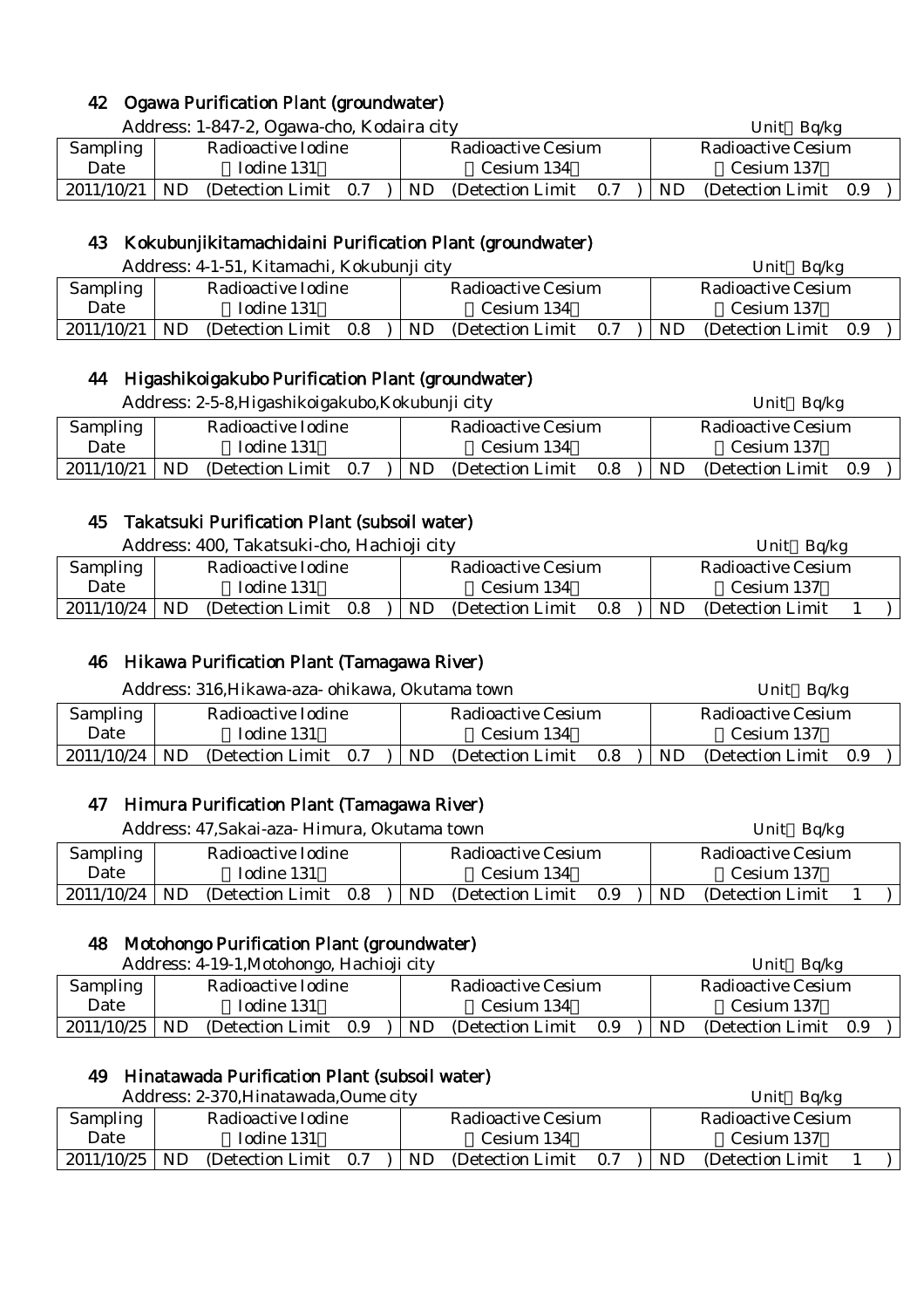## 42 Ogawa Purification Plant (groundwater)

Address: 1-847-2, Ogawa-cho, Kodaira city　　　　Unit：Bq/kg

| Sampling Date | Radioactive Iodine (Iodine 131) | Radioactive Cesium (Cesium 134) | Radioactive Cesium (Cesium 137) |
|---|---|---|---|
| 2011/10/21 | ND (Detection Limit 0.7 ) | ND (Detection Limit 0.7 ) | ND (Detection Limit 0.9 ) |

## 43 Kokubunjikitamachidaini Purification Plant (groundwater)

Address: 4-1-51, Kitamachi, Kokubunji city　　　　Unit：Bq/kg

| Sampling Date | Radioactive Iodine (Iodine 131) | Radioactive Cesium (Cesium 134) | Radioactive Cesium (Cesium 137) |
|---|---|---|---|
| 2011/10/21 | ND (Detection Limit 0.8 ) | ND (Detection Limit 0.7 ) | ND (Detection Limit 0.9 ) |

## 44 Higashikoigakubo Purification Plant (groundwater)

Address: 2-5-8,Higashikoigakubo,Kokubunji city　　　　Unit：Bq/kg

| Sampling Date | Radioactive Iodine (Iodine 131) | Radioactive Cesium (Cesium 134) | Radioactive Cesium (Cesium 137) |
|---|---|---|---|
| 2011/10/21 | ND (Detection Limit 0.7 ) | ND (Detection Limit 0.8 ) | ND (Detection Limit 0.9 ) |

## 45 Takatsuki Purification Plant (subsoil water)

Address: 400, Takatsuki-cho, Hachioji city　　　　Unit：Bq/kg

| Sampling Date | Radioactive Iodine (Iodine 131) | Radioactive Cesium (Cesium 134) | Radioactive Cesium (Cesium 137) |
|---|---|---|---|
| 2011/10/24 | ND (Detection Limit 0.8 ) | ND (Detection Limit 0.8 ) | ND (Detection Limit 1 ) |

## 46 Hikawa Purification Plant (Tamagawa River)

Address: 316,Hikawa-aza- ohikawa, Okutama town　　　　Unit：Bq/kg

| Sampling Date | Radioactive Iodine (Iodine 131) | Radioactive Cesium (Cesium 134) | Radioactive Cesium (Cesium 137) |
|---|---|---|---|
| 2011/10/24 | ND (Detection Limit 0.7 ) | ND (Detection Limit 0.8 ) | ND (Detection Limit 0.9 ) |

## 47 Himura Purification Plant (Tamagawa River)

Address: 47,Sakai-aza- Himura, Okutama town　　　　Unit：Bq/kg

| Sampling Date | Radioactive Iodine (Iodine 131) | Radioactive Cesium (Cesium 134) | Radioactive Cesium (Cesium 137) |
|---|---|---|---|
| 2011/10/24 | ND (Detection Limit 0.8 ) | ND (Detection Limit 0.9 ) | ND (Detection Limit 1 ) |

## 48 Motohongo Purification Plant (groundwater)

Address: 4-19-1,Motohongo, Hachioji city　　　　Unit：Bq/kg

| Sampling Date | Radioactive Iodine (Iodine 131) | Radioactive Cesium (Cesium 134) | Radioactive Cesium (Cesium 137) |
|---|---|---|---|
| 2011/10/25 | ND (Detection Limit 0.9 ) | ND (Detection Limit 0.9 ) | ND (Detection Limit 0.9 ) |

## 49 Hinatawada Purification Plant (subsoil water)

Address: 2-370,Hinatawada,Oume city　　　　Unit：Bq/kg

| Sampling Date | Radioactive Iodine (Iodine 131) | Radioactive Cesium (Cesium 134) | Radioactive Cesium (Cesium 137) |
|---|---|---|---|
| 2011/10/25 | ND (Detection Limit 0.7 ) | ND (Detection Limit 0.7 ) | ND (Detection Limit 1 ) |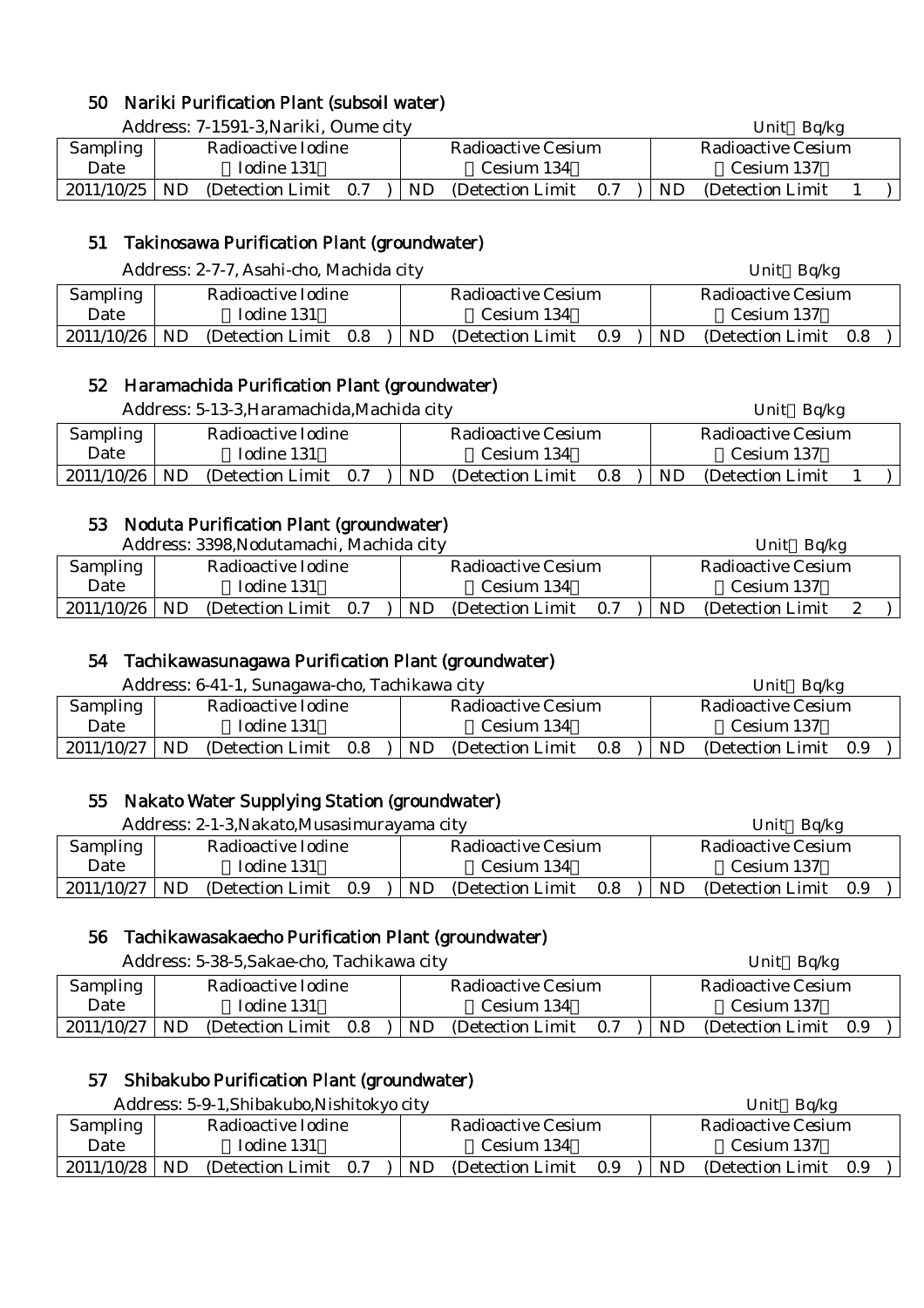## 50 Nariki Purification Plant (subsoil water)

Address: 7-1591-3,Nariki, Oume city　　Unit：Bq/kg

| Sampling Date | Radioactive Iodine （Iodine 131） | Radioactive Cesium （Cesium 134） | Radioactive Cesium （Cesium 137） |
|---|---|---|---|
| 2011/10/25 | ND (Detection Limit 0.7 ) | ND (Detection Limit 0.7 ) | ND (Detection Limit 1 ) |

## 51 Takinosawa Purification Plant (groundwater)

Address: 2-7-7, Asahi-cho, Machida city　　Unit：Bq/kg

| Sampling Date | Radioactive Iodine （Iodine 131） | Radioactive Cesium （Cesium 134） | Radioactive Cesium （Cesium 137） |
|---|---|---|---|
| 2011/10/26 | ND (Detection Limit 0.8 ) | ND (Detection Limit 0.9 ) | ND (Detection Limit 0.8 ) |

## 52 Haramachida Purification Plant (groundwater)

Address: 5-13-3,Haramachida,Machida city　　Unit：Bq/kg

| Sampling Date | Radioactive Iodine （Iodine 131） | Radioactive Cesium （Cesium 134） | Radioactive Cesium （Cesium 137） |
|---|---|---|---|
| 2011/10/26 | ND (Detection Limit 0.7 ) | ND (Detection Limit 0.8 ) | ND (Detection Limit 1 ) |

## 53 Noduta Purification Plant (groundwater)

Address: 3398,Nodutamachi, Machida city　　Unit：Bq/kg

| Sampling Date | Radioactive Iodine （Iodine 131） | Radioactive Cesium （Cesium 134） | Radioactive Cesium （Cesium 137） |
|---|---|---|---|
| 2011/10/26 | ND (Detection Limit 0.7 ) | ND (Detection Limit 0.7 ) | ND (Detection Limit 2 ) |

## 54 Tachikawasunagawa Purification Plant (groundwater)

Address: 6-41-1, Sunagawa-cho, Tachikawa city　　Unit：Bq/kg

| Sampling Date | Radioactive Iodine （Iodine 131） | Radioactive Cesium （Cesium 134） | Radioactive Cesium （Cesium 137） |
|---|---|---|---|
| 2011/10/27 | ND (Detection Limit 0.8 ) | ND (Detection Limit 0.8 ) | ND (Detection Limit 0.9 ) |

## 55 Nakato Water Supplying Station (groundwater)

Address: 2-1-3,Nakato,Musasimurayama city　　Unit：Bq/kg

| Sampling Date | Radioactive Iodine （Iodine 131） | Radioactive Cesium （Cesium 134） | Radioactive Cesium （Cesium 137） |
|---|---|---|---|
| 2011/10/27 | ND (Detection Limit 0.9 ) | ND (Detection Limit 0.8 ) | ND (Detection Limit 0.9 ) |

## 56 Tachikawasakaecho Purification Plant (groundwater)

Address: 5-38-5,Sakae-cho, Tachikawa city　　Unit：Bq/kg

| Sampling Date | Radioactive Iodine （Iodine 131） | Radioactive Cesium （Cesium 134） | Radioactive Cesium （Cesium 137） |
|---|---|---|---|
| 2011/10/27 | ND (Detection Limit 0.8 ) | ND (Detection Limit 0.7 ) | ND (Detection Limit 0.9 ) |

## 57 Shibakubo Purification Plant (groundwater)

Address: 5-9-1,Shibakubo,Nishitokyo city　　Unit：Bq/kg

| Sampling Date | Radioactive Iodine （Iodine 131） | Radioactive Cesium （Cesium 134） | Radioactive Cesium （Cesium 137） |
|---|---|---|---|
| 2011/10/28 | ND (Detection Limit 0.7 ) | ND (Detection Limit 0.9 ) | ND (Detection Limit 0.9 ) |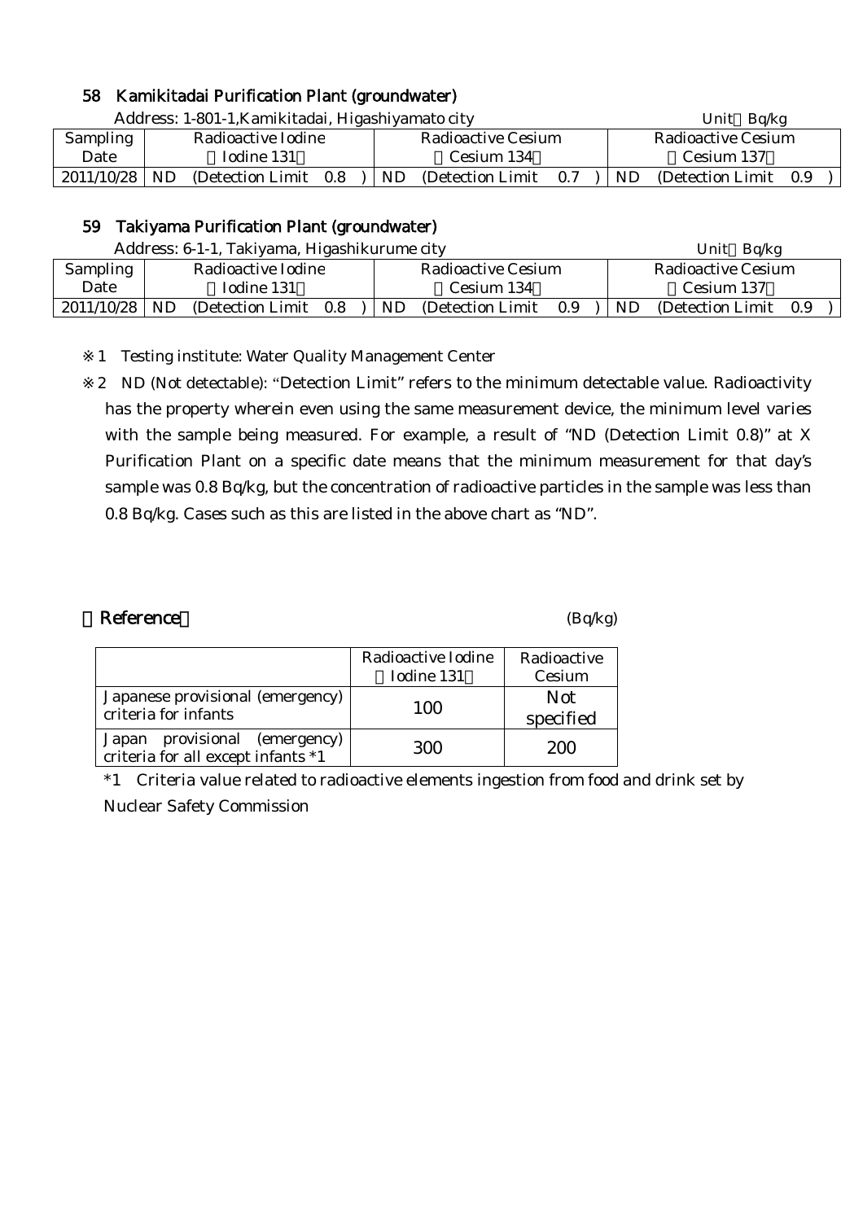## 58 Kamikitadai Purification Plant (groundwater)

Address: 1-801-1,Kamikitadai, Higashiyamato city　　　　　　　　　　　　　　Unit：Bq/kg

| Sampling Date | Radioactive Iodine （Iodine 131） | Radioactive Cesium （Cesium 134） | Radioactive Cesium （Cesium 137） |
|---|---|---|---|
| 2011/10/28 | ND (Detection Limit 0.8 ) | ND (Detection Limit 0.7 ) | ND (Detection Limit 0.9 ) |

## 59 Takiyama Purification Plant (groundwater)

Address: 6-1-1, Takiyama, Higashikurume city　　　　　　　　　　　　　　Unit：Bq/kg

| Sampling Date | Radioactive Iodine （Iodine 131） | Radioactive Cesium （Cesium 134） | Radioactive Cesium （Cesium 137） |
|---|---|---|---|
| 2011/10/28 | ND (Detection Limit 0.8 ) | ND (Detection Limit 0.9 ) | ND (Detection Limit 0.9 ) |

※1 Testing institute: Water Quality Management Center

※2 ND (Not detectable): "Detection Limit" refers to the minimum detectable value. Radioactivity has the property wherein even using the same measurement device, the minimum level varies with the sample being measured. For example, a result of "ND (Detection Limit 0.8)" at X Purification Plant on a specific date means that the minimum measurement for that day's sample was 0.8 Bq/kg, but the concentration of radioactive particles in the sample was less than 0.8 Bq/kg. Cases such as this are listed in the above chart as "ND".

## 【Reference】

(Bq/kg)

| | Radioactive Iodine （Iodine 131） | Radioactive Cesium |
|---|---|---|
| Japanese provisional (emergency) criteria for infants | 100 | Not specified |
| Japan provisional (emergency) criteria for all except infants *1 | 300 | 200 |

*1 Criteria value related to radioactive elements ingestion from food and drink set by Nuclear Safety Commission